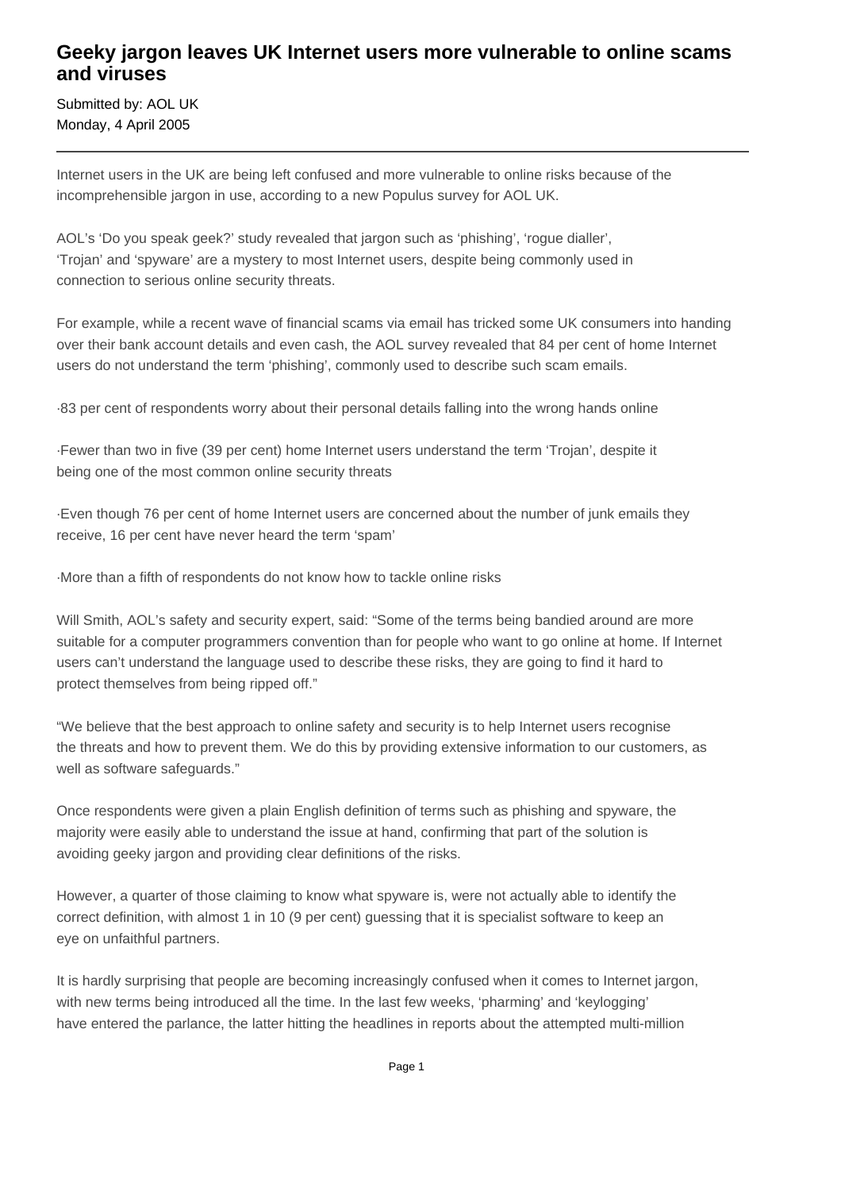# Geeky jargon leaves UK Internet users more vulnerable to online scams and viruses

Submitted by: AOL UK
Monday, 4 April 2005

---

Internet users in the UK are being left confused and more vulnerable to online risks because of the incomprehensible jargon in use, according to a new Populus survey for AOL UK.

AOL's 'Do you speak geek?' study revealed that jargon such as 'phishing', 'rogue dialler', 'Trojan' and 'spyware' are a mystery to most Internet users, despite being commonly used in connection to serious online security threats.

For example, while a recent wave of financial scams via email has tricked some UK consumers into handing over their bank account details and even cash, the AOL survey revealed that 84 per cent of home Internet users do not understand the term 'phishing', commonly used to describe such scam emails.

·83 per cent of respondents worry about their personal details falling into the wrong hands online

·Fewer than two in five (39 per cent) home Internet users understand the term 'Trojan', despite it being one of the most common online security threats

·Even though 76 per cent of home Internet users are concerned about the number of junk emails they receive, 16 per cent have never heard the term 'spam'

·More than a fifth of respondents do not know how to tackle online risks

Will Smith, AOL's safety and security expert, said: "Some of the terms being bandied around are more suitable for a computer programmers convention than for people who want to go online at home. If Internet users can't understand the language used to describe these risks, they are going to find it hard to protect themselves from being ripped off."

"We believe that the best approach to online safety and security is to help Internet users recognise the threats and how to prevent them. We do this by providing extensive information to our customers, as well as software safeguards."

Once respondents were given a plain English definition of terms such as phishing and spyware, the majority were easily able to understand the issue at hand, confirming that part of the solution is avoiding geeky jargon and providing clear definitions of the risks.

However, a quarter of those claiming to know what spyware is, were not actually able to identify the correct definition, with almost 1 in 10 (9 per cent) guessing that it is specialist software to keep an eye on unfaithful partners.

It is hardly surprising that people are becoming increasingly confused when it comes to Internet jargon, with new terms being introduced all the time. In the last few weeks, 'pharming' and 'keylogging' have entered the parlance, the latter hitting the headlines in reports about the attempted multi-million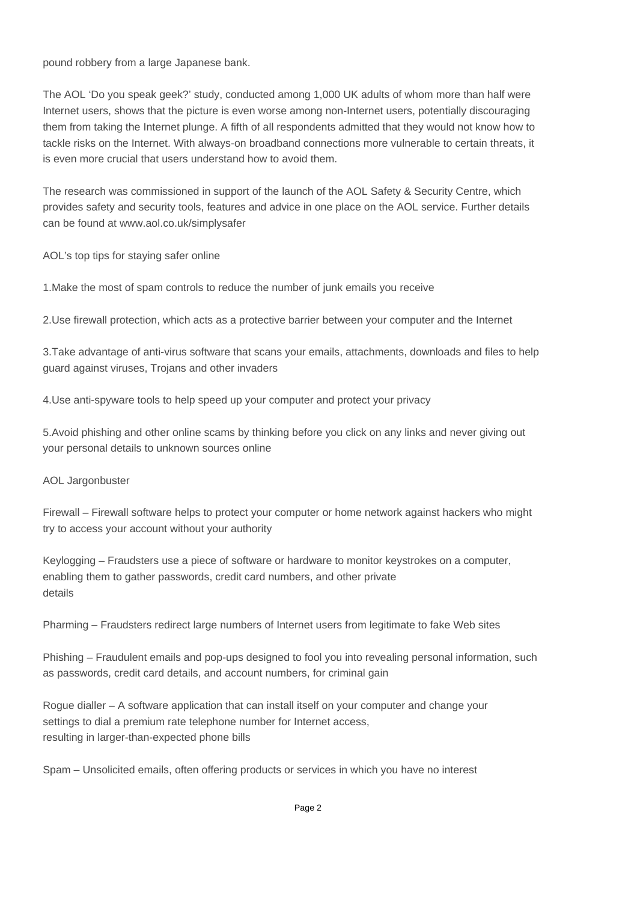pound robbery from a large Japanese bank.

The AOL 'Do you speak geek?' study, conducted among 1,000 UK adults of whom more than half were Internet users, shows that the picture is even worse among non-Internet users, potentially discouraging them from taking the Internet plunge. A fifth of all respondents admitted that they would not know how to tackle risks on the Internet. With always-on broadband connections more vulnerable to certain threats, it is even more crucial that users understand how to avoid them.

The research was commissioned in support of the launch of the AOL Safety & Security Centre, which provides safety and security tools, features and advice in one place on the AOL service. Further details can be found at www.aol.co.uk/simplysafer

AOL's top tips for staying safer online

1. Make the most of spam controls to reduce the number of junk emails you receive

2. Use firewall protection, which acts as a protective barrier between your computer and the Internet

3. Take advantage of anti-virus software that scans your emails, attachments, downloads and files to help guard against viruses, Trojans and other invaders

4. Use anti-spyware tools to help speed up your computer and protect your privacy

5. Avoid phishing and other online scams by thinking before you click on any links and never giving out your personal details to unknown sources online

AOL Jargonbuster

Firewall – Firewall software helps to protect your computer or home network against hackers who might try to access your account without your authority

Keylogging – Fraudsters use a piece of software or hardware to monitor keystrokes on a computer, enabling them to gather passwords, credit card numbers, and other private details

Pharming – Fraudsters redirect large numbers of Internet users from legitimate to fake Web sites

Phishing – Fraudulent emails and pop-ups designed to fool you into revealing personal information, such as passwords, credit card details, and account numbers, for criminal gain

Rogue dialler – A software application that can install itself on your computer and change your settings to dial a premium rate telephone number for Internet access, resulting in larger-than-expected phone bills

Spam – Unsolicited emails, often offering products or services in which you have no interest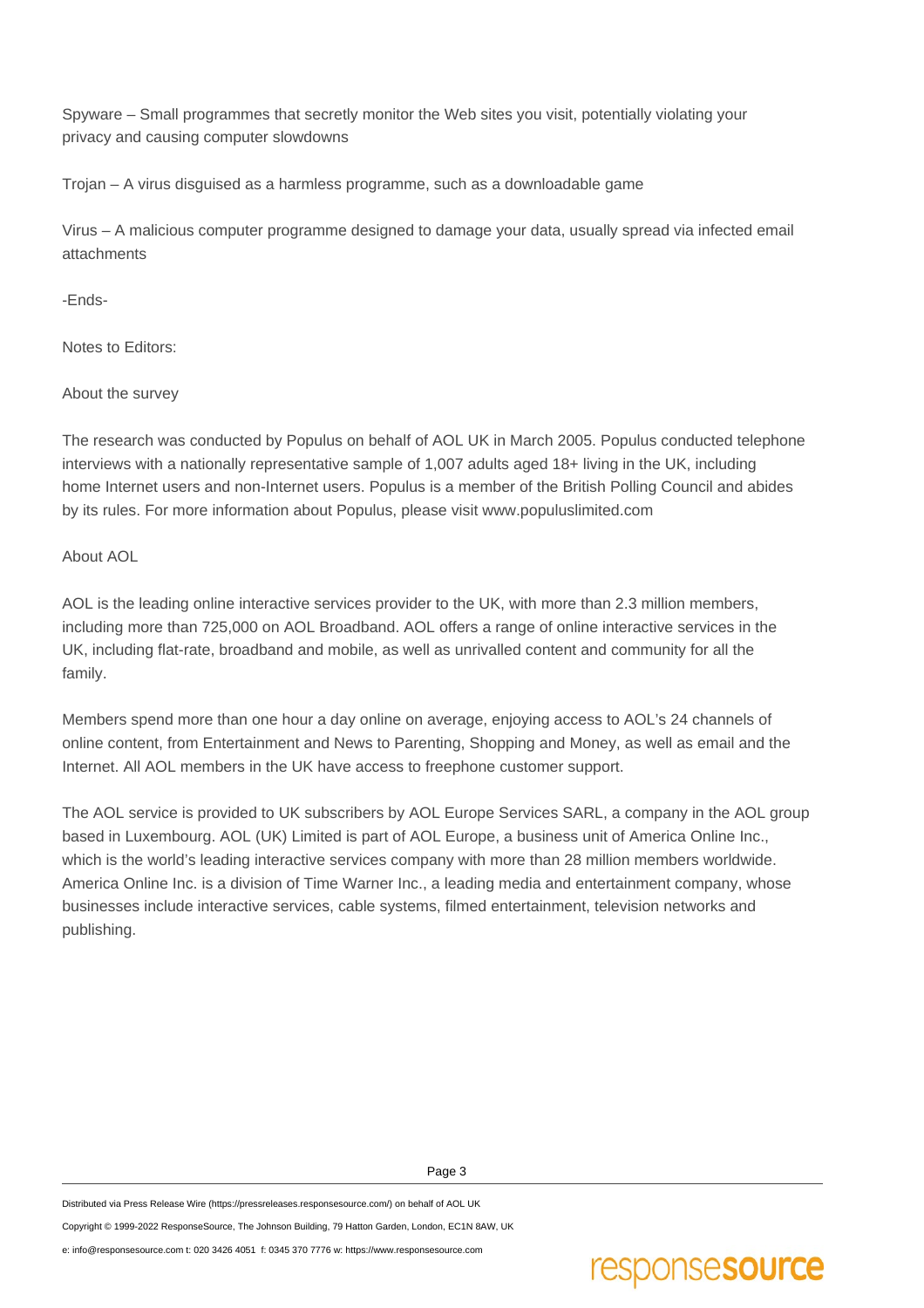Spyware – Small programmes that secretly monitor the Web sites you visit, potentially violating your privacy and causing computer slowdowns

Trojan – A virus disguised as a harmless programme, such as a downloadable game

Virus – A malicious computer programme designed to damage your data, usually spread via infected email attachments

-Ends-

Notes to Editors:

About the survey

The research was conducted by Populus on behalf of AOL UK in March 2005. Populus conducted telephone interviews with a nationally representative sample of 1,007 adults aged 18+ living in the UK, including home Internet users and non-Internet users. Populus is a member of the British Polling Council and abides by its rules. For more information about Populus, please visit www.populuslimited.com

About AOL

AOL is the leading online interactive services provider to the UK, with more than 2.3 million members, including more than 725,000 on AOL Broadband. AOL offers a range of online interactive services in the UK, including flat-rate, broadband and mobile, as well as unrivalled content and community for all the family.

Members spend more than one hour a day online on average, enjoying access to AOL's 24 channels of online content, from Entertainment and News to Parenting, Shopping and Money, as well as email and the Internet. All AOL members in the UK have access to freephone customer support.

The AOL service is provided to UK subscribers by AOL Europe Services SARL, a company in the AOL group based in Luxembourg. AOL (UK) Limited is part of AOL Europe, a business unit of America Online Inc., which is the world's leading interactive services company with more than 28 million members worldwide. America Online Inc. is a division of Time Warner Inc., a leading media and entertainment company, whose businesses include interactive services, cable systems, filmed entertainment, television networks and publishing.